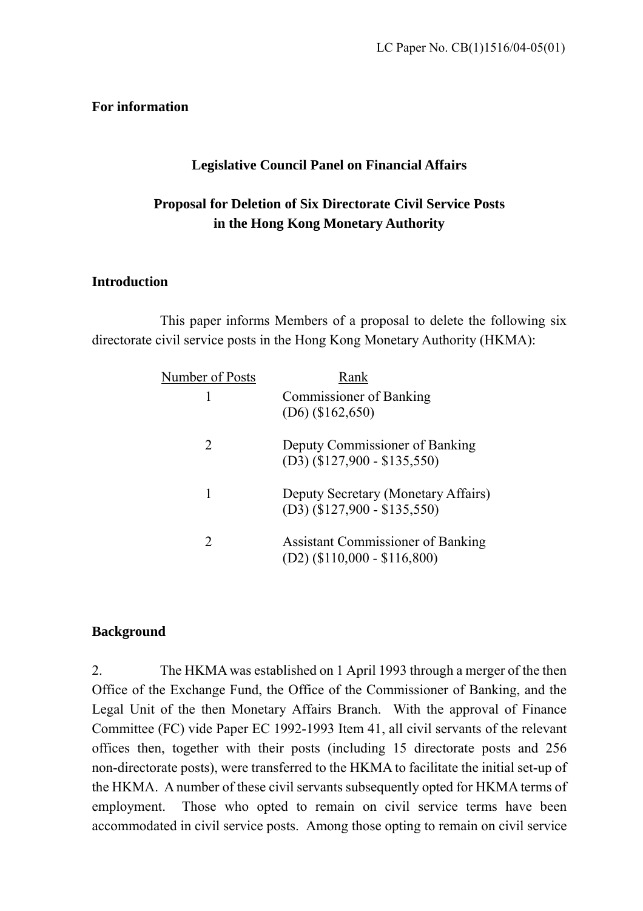LC Paper No. CB(1)1516/04-05(01)

**For information**

**Legislative Council Panel on Financial Affairs**

**Proposal for Deletion of Six Directorate Civil Service Posts in the Hong Kong Monetary Authority**

**Introduction**

This paper informs Members of a proposal to delete the following six directorate civil service posts in the Hong Kong Monetary Authority (HKMA):

| Number of Posts | Rank |
|---|---|
| 1 | Commissioner of Banking (D6) ($162,650) |
| 2 | Deputy Commissioner of Banking (D3) ($127,900 - $135,550) |
| 1 | Deputy Secretary (Monetary Affairs) (D3) ($127,900 - $135,550) |
| 2 | Assistant Commissioner of Banking (D2) ($110,000 - $116,800) |

**Background**

2. The HKMA was established on 1 April 1993 through a merger of the then Office of the Exchange Fund, the Office of the Commissioner of Banking, and the Legal Unit of the then Monetary Affairs Branch. With the approval of Finance Committee (FC) vide Paper EC 1992-1993 Item 41, all civil servants of the relevant offices then, together with their posts (including 15 directorate posts and 256 non-directorate posts), were transferred to the HKMA to facilitate the initial set-up of the HKMA. A number of these civil servants subsequently opted for HKMA terms of employment. Those who opted to remain on civil service terms have been accommodated in civil service posts. Among those opting to remain on civil service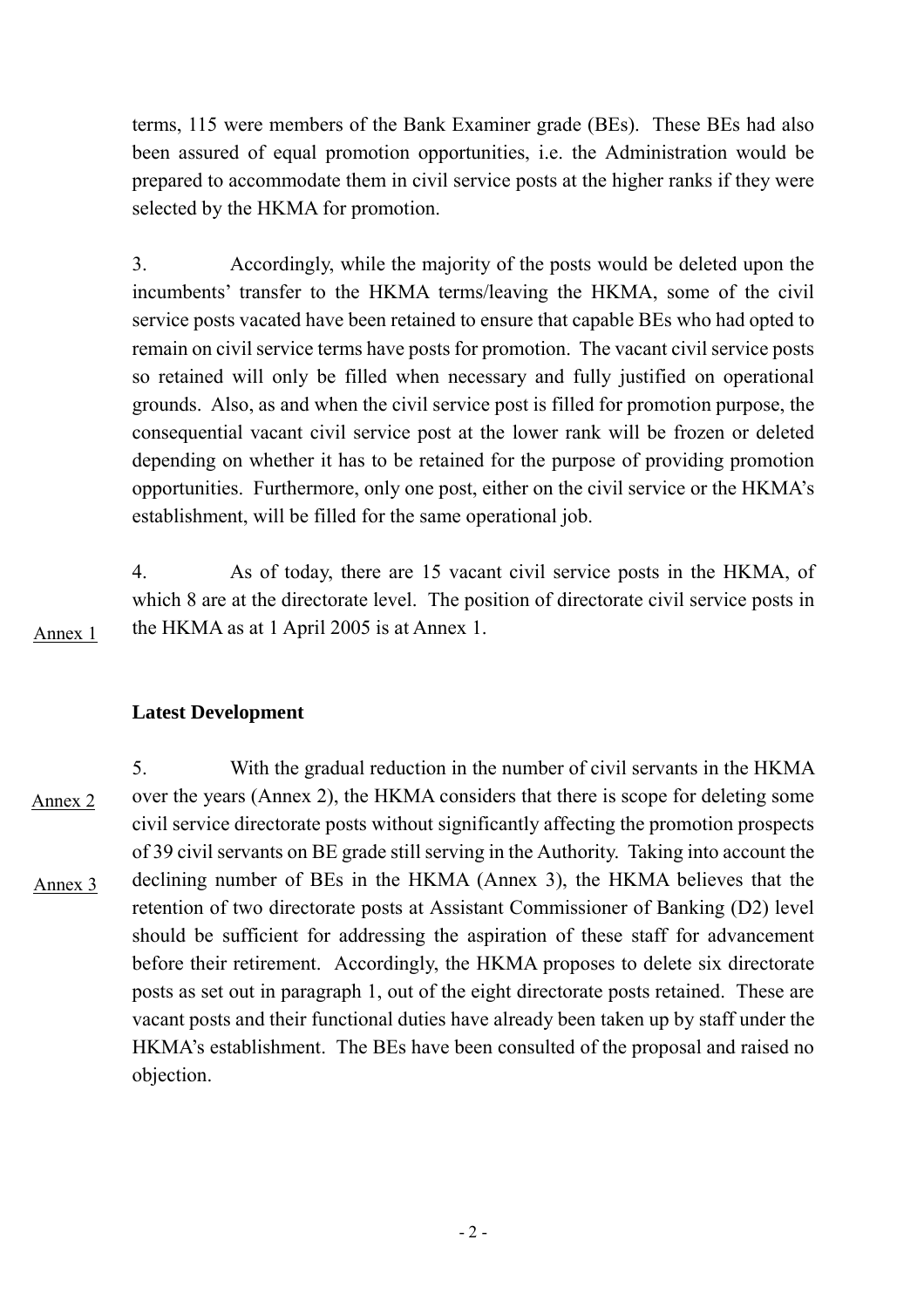terms, 115 were members of the Bank Examiner grade (BEs). These BEs had also been assured of equal promotion opportunities, i.e. the Administration would be prepared to accommodate them in civil service posts at the higher ranks if they were selected by the HKMA for promotion.

3. Accordingly, while the majority of the posts would be deleted upon the incumbents' transfer to the HKMA terms/leaving the HKMA, some of the civil service posts vacated have been retained to ensure that capable BEs who had opted to remain on civil service terms have posts for promotion. The vacant civil service posts so retained will only be filled when necessary and fully justified on operational grounds. Also, as and when the civil service post is filled for promotion purpose, the consequential vacant civil service post at the lower rank will be frozen or deleted depending on whether it has to be retained for the purpose of providing promotion opportunities. Furthermore, only one post, either on the civil service or the HKMA's establishment, will be filled for the same operational job.

4. As of today, there are 15 vacant civil service posts in the HKMA, of which 8 are at the directorate level. The position of directorate civil service posts in the HKMA as at 1 April 2005 is at Annex 1.

Annex 1

### Latest Development

5. With the gradual reduction in the number of civil servants in the HKMA over the years (Annex 2), the HKMA considers that there is scope for deleting some civil service directorate posts without significantly affecting the promotion prospects of 39 civil servants on BE grade still serving in the Authority. Taking into account the declining number of BEs in the HKMA (Annex 3), the HKMA believes that the retention of two directorate posts at Assistant Commissioner of Banking (D2) level should be sufficient for addressing the aspiration of these staff for advancement before their retirement. Accordingly, the HKMA proposes to delete six directorate posts as set out in paragraph 1, out of the eight directorate posts retained. These are vacant posts and their functional duties have already been taken up by staff under the HKMA's establishment. The BEs have been consulted of the proposal and raised no objection.

Annex 2

Annex 3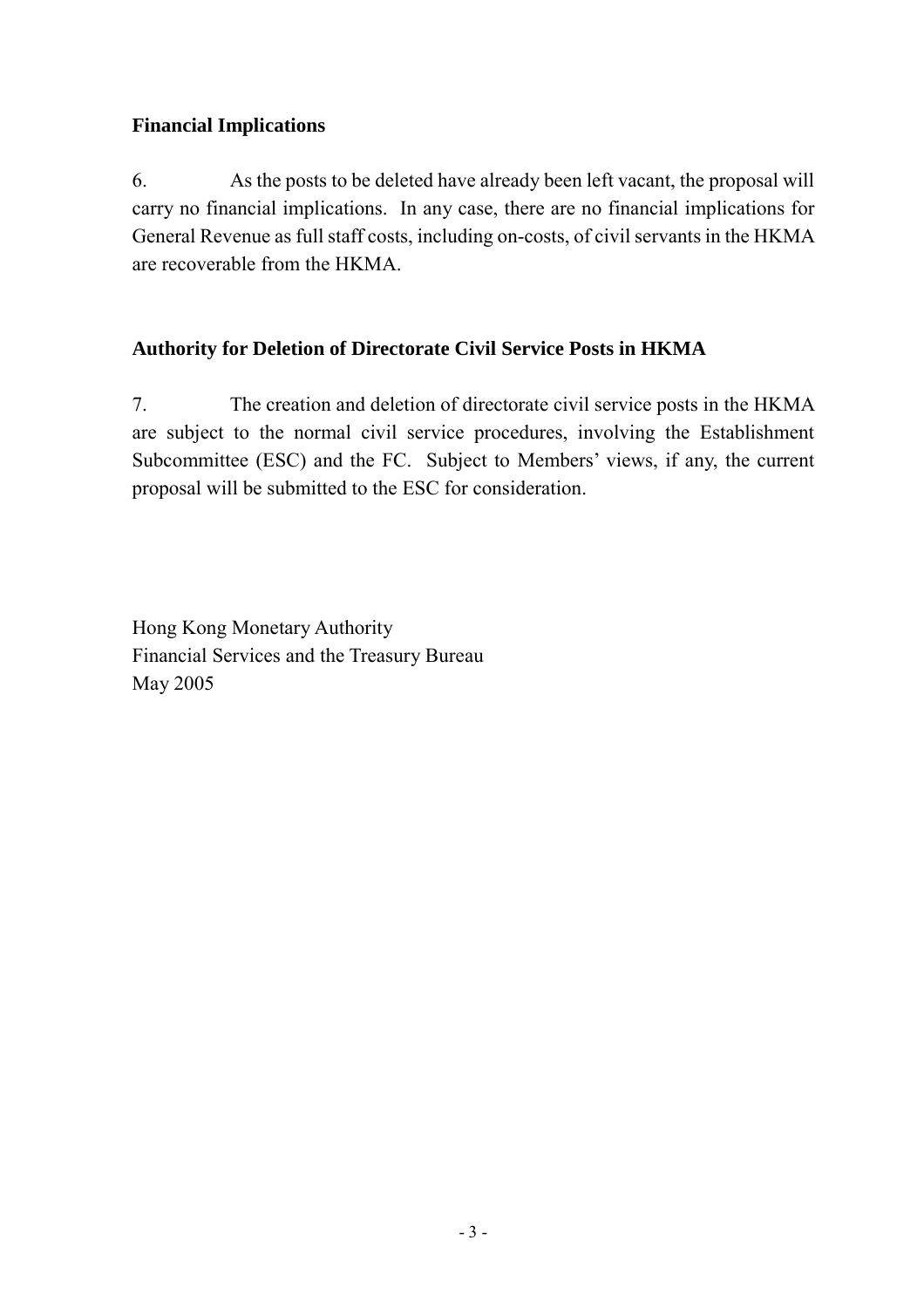**Financial Implications**

6. As the posts to be deleted have already been left vacant, the proposal will carry no financial implications. In any case, there are no financial implications for General Revenue as full staff costs, including on-costs, of civil servants in the HKMA are recoverable from the HKMA.

**Authority for Deletion of Directorate Civil Service Posts in HKMA**

7. The creation and deletion of directorate civil service posts in the HKMA are subject to the normal civil service procedures, involving the Establishment Subcommittee (ESC) and the FC. Subject to Members' views, if any, the current proposal will be submitted to the ESC for consideration.

Hong Kong Monetary Authority
Financial Services and the Treasury Bureau
May 2005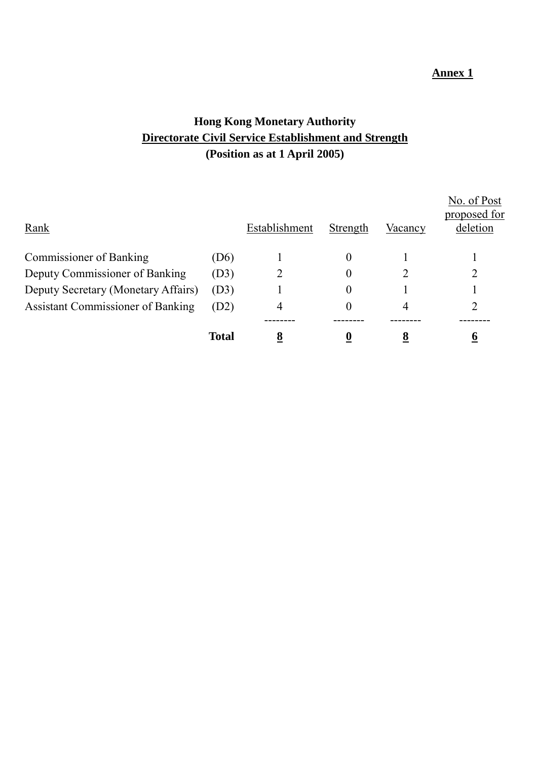**Annex 1**

**Hong Kong Monetary Authority**
**Directorate Civil Service Establishment and Strength**
**(Position as at 1 April 2005)**

| Rank | | Establishment | Strength | Vacancy | No. of Post proposed for deletion |
|---|---|---|---|---|---|
| Commissioner of Banking | (D6) | 1 | 0 | 1 | 1 |
| Deputy Commissioner of Banking | (D3) | 2 | 0 | 2 | 2 |
| Deputy Secretary (Monetary Affairs) | (D3) | 1 | 0 | 1 | 1 |
| Assistant Commissioner of Banking | (D2) | 4 | 0 | 4 | 2 |
| | **Total** | **8** | **0** | **8** | **6** |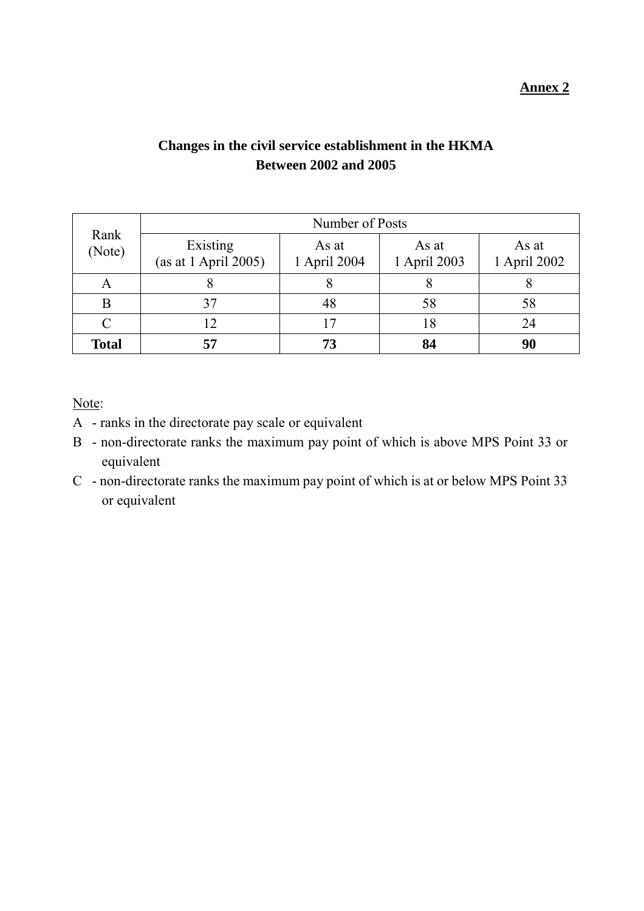**Annex 2**

## Changes in the civil service establishment in the HKMA Between 2002 and 2005

| Rank (Note) | Number of Posts | | | |
|---|---|---|---|---|
| | Existing (as at 1 April 2005) | As at 1 April 2004 | As at 1 April 2003 | As at 1 April 2002 |
| A | 8 | 8 | 8 | 8 |
| B | 37 | 48 | 58 | 58 |
| C | 12 | 17 | 18 | 24 |
| **Total** | **57** | **73** | **84** | **90** |

Note:

A - ranks in the directorate pay scale or equivalent

B - non-directorate ranks the maximum pay point of which is above MPS Point 33 or equivalent

C - non-directorate ranks the maximum pay point of which is at or below MPS Point 33 or equivalent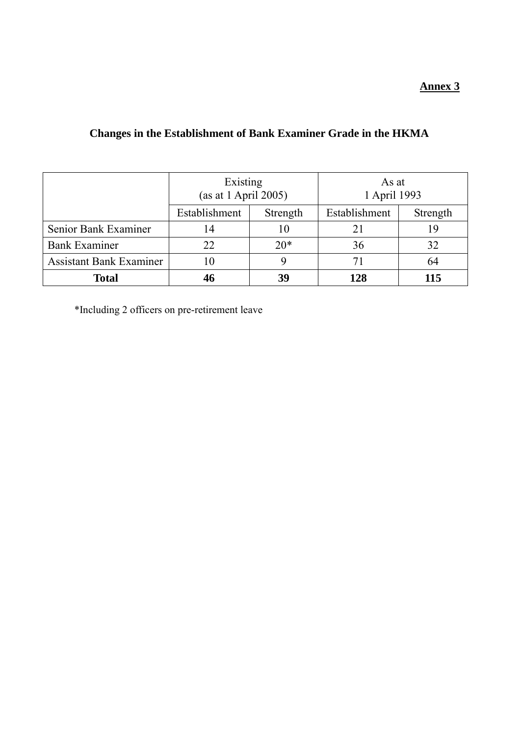**Annex 3**

# Changes in the Establishment of Bank Examiner Grade in the HKMA

| | Existing (as at 1 April 2005) | | As at 1 April 1993 | |
|---|---|---|---|---|
| | Establishment | Strength | Establishment | Strength |
| Senior Bank Examiner | 14 | 10 | 21 | 19 |
| Bank Examiner | 22 | 20* | 36 | 32 |
| Assistant Bank Examiner | 10 | 9 | 71 | 64 |
| **Total** | **46** | **39** | **128** | **115** |

*Including 2 officers on pre-retirement leave